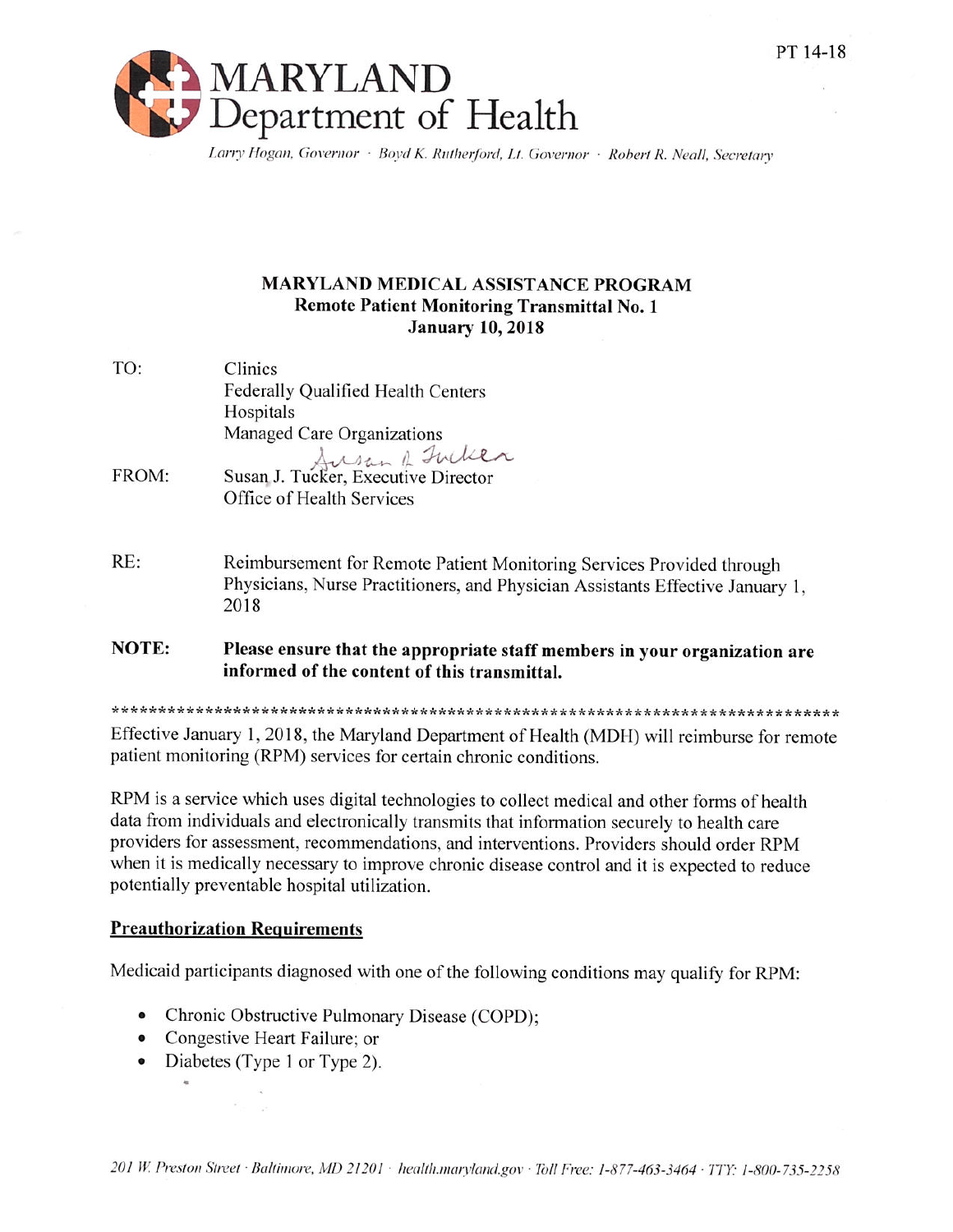PT 14-18

# MARYLAND Department of Health

*Larry Hogan, Governor · Boyd K. Rutherford, Lt. Governor · Robert R. Neall, Secretary*

**MARYLAND MEDICAL ASSISTANCE PROGRAM**
**Remote Patient Monitoring Transmittal No. 1**
**January 10, 2018**

TO: Clinics
Federally Qualified Health Centers
Hospitals
Managed Care Organizations

FROM: Susan J. Tucker, Executive Director
Office of Health Services

RE: Reimbursement for Remote Patient Monitoring Services Provided through Physicians, Nurse Practitioners, and Physician Assistants Effective January 1, 2018

**NOTE: Please ensure that the appropriate staff members in your organization are informed of the content of this transmittal.**

*******************************************************************************

Effective January 1, 2018, the Maryland Department of Health (MDH) will reimburse for remote patient monitoring (RPM) services for certain chronic conditions.

RPM is a service which uses digital technologies to collect medical and other forms of health data from individuals and electronically transmits that information securely to health care providers for assessment, recommendations, and interventions. Providers should order RPM when it is medically necessary to improve chronic disease control and it is expected to reduce potentially preventable hospital utilization.

## Preauthorization Requirements

Medicaid participants diagnosed with one of the following conditions may qualify for RPM:

- Chronic Obstructive Pulmonary Disease (COPD);
- Congestive Heart Failure; or
- Diabetes (Type 1 or Type 2).

*201 W. Preston Street · Baltimore, MD 21201 · health.maryland.gov · Toll Free: 1-877-463-3464 · TTY: 1-800-735-2258*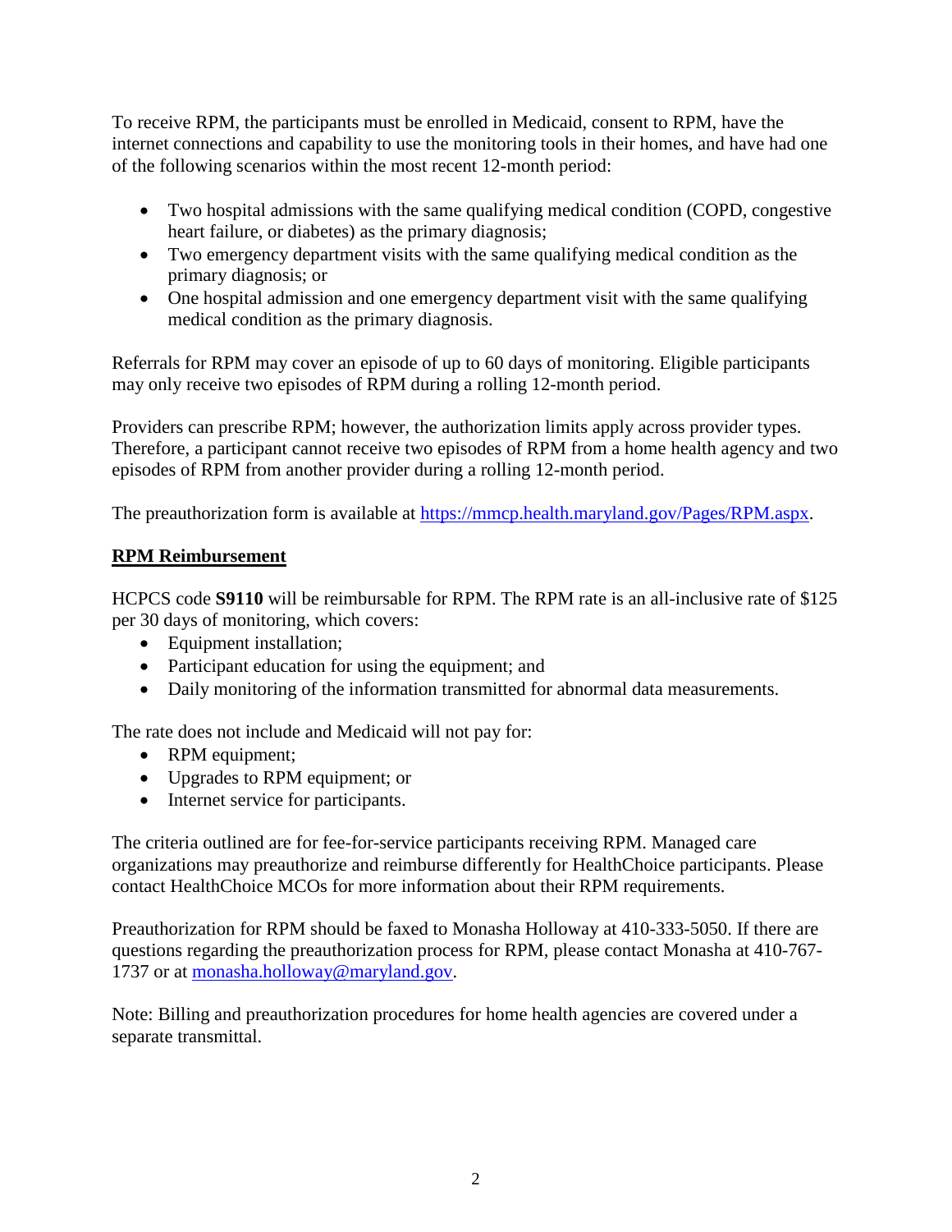To receive RPM, the participants must be enrolled in Medicaid, consent to RPM, have the internet connections and capability to use the monitoring tools in their homes, and have had one of the following scenarios within the most recent 12-month period:

- Two hospital admissions with the same qualifying medical condition (COPD, congestive heart failure, or diabetes) as the primary diagnosis;
- Two emergency department visits with the same qualifying medical condition as the primary diagnosis; or
- One hospital admission and one emergency department visit with the same qualifying medical condition as the primary diagnosis.

Referrals for RPM may cover an episode of up to 60 days of monitoring. Eligible participants may only receive two episodes of RPM during a rolling 12-month period.

Providers can prescribe RPM; however, the authorization limits apply across provider types. Therefore, a participant cannot receive two episodes of RPM from a home health agency and two episodes of RPM from another provider during a rolling 12-month period.

The preauthorization form is available at https://mmcp.health.maryland.gov/Pages/RPM.aspx.

## RPM Reimbursement

HCPCS code **S9110** will be reimbursable for RPM. The RPM rate is an all-inclusive rate of $125 per 30 days of monitoring, which covers:

- Equipment installation;
- Participant education for using the equipment; and
- Daily monitoring of the information transmitted for abnormal data measurements.

The rate does not include and Medicaid will not pay for:

- RPM equipment;
- Upgrades to RPM equipment; or
- Internet service for participants.

The criteria outlined are for fee-for-service participants receiving RPM. Managed care organizations may preauthorize and reimburse differently for HealthChoice participants. Please contact HealthChoice MCOs for more information about their RPM requirements.

Preauthorization for RPM should be faxed to Monasha Holloway at 410-333-5050. If there are questions regarding the preauthorization process for RPM, please contact Monasha at 410-767-1737 or at monasha.holloway@maryland.gov.

Note: Billing and preauthorization procedures for home health agencies are covered under a separate transmittal.